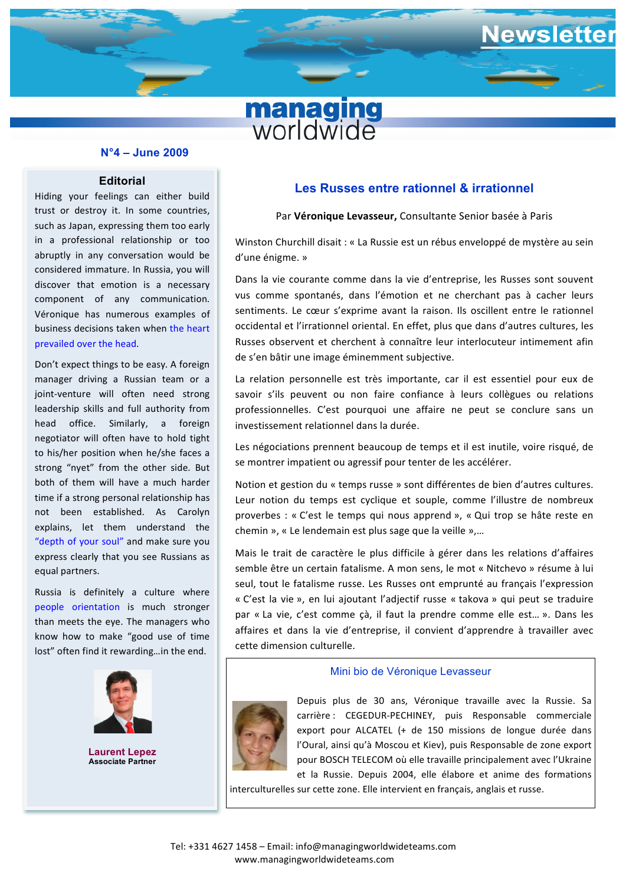# Newsletter

**managing worldwide**

**N°4 – June 2009**

## Editorial

Hiding your feelings can either build trust or destroy it. In some countries, such as Japan, expressing them too early in a professional relationship or too abruptly in any conversation would be considered immature. In Russia, you will discover that emotion is a necessary component of any communication. Véronique has numerous examples of business decisions taken when the heart prevailed over the head.

Don't expect things to be easy. A foreign manager driving a Russian team or a joint-venture will often need strong leadership skills and full authority from head office. Similarly, a foreign negotiator will often have to hold tight to his/her position when he/she faces a strong "nyet" from the other side. But both of them will have a much harder time if a strong personal relationship has not been established. As Carolyn explains, let them understand the "depth of your soul" and make sure you express clearly that you see Russians as equal partners.

Russia is definitely a culture where people orientation is much stronger than meets the eye. The managers who know how to make "good use of time lost" often find it rewarding…in the end.

**Laurent Lepez**
Associate Partner

## Les Russes entre rationnel & irrationnel

Par **Véronique Levasseur,** Consultante Senior basée à Paris

Winston Churchill disait : « La Russie est un rébus enveloppé de mystère au sein d'une énigme. »

Dans la vie courante comme dans la vie d'entreprise, les Russes sont souvent vus comme spontanés, dans l'émotion et ne cherchant pas à cacher leurs sentiments. Le cœur s'exprime avant la raison. Ils oscillent entre le rationnel occidental et l'irrationnel oriental. En effet, plus que dans d'autres cultures, les Russes observent et cherchent à connaître leur interlocuteur intimement afin de s'en bâtir une image éminemment subjective.

La relation personnelle est très importante, car il est essentiel pour eux de savoir s'ils peuvent ou non faire confiance à leurs collègues ou relations professionnelles. C'est pourquoi une affaire ne peut se conclure sans un investissement relationnel dans la durée.

Les négociations prennent beaucoup de temps et il est inutile, voire risqué, de se montrer impatient ou agressif pour tenter de les accélérer.

Notion et gestion du « temps russe » sont différentes de bien d'autres cultures. Leur notion du temps est cyclique et souple, comme l'illustre de nombreux proverbes : « C'est le temps qui nous apprend », « Qui trop se hâte reste en chemin », « Le lendemain est plus sage que la veille »,…

Mais le trait de caractère le plus difficile à gérer dans les relations d'affaires semble être un certain fatalisme. A mon sens, le mot « Nitchevo » résume à lui seul, tout le fatalisme russe. Les Russes ont emprunté au français l'expression « C'est la vie », en lui ajoutant l'adjectif russe « takova » qui peut se traduire par « La vie, c'est comme çà, il faut la prendre comme elle est… ». Dans les affaires et dans la vie d'entreprise, il convient d'apprendre à travailler avec cette dimension culturelle.

### Mini bio de Véronique Levasseur

Depuis plus de 30 ans, Véronique travaille avec la Russie. Sa carrière : CEGEDUR-PECHINEY, puis Responsable commerciale export pour ALCATEL (+ de 150 missions de longue durée dans l'Oural, ainsi qu'à Moscou et Kiev), puis Responsable de zone export pour BOSCH TELECOM où elle travaille principalement avec l'Ukraine et la Russie. Depuis 2004, elle élabore et anime des formations interculturelles sur cette zone. Elle intervient en français, anglais et russe.

Tel: +331 4627 1458 – Email: info@managingworldwideteams.com
www.managingworldwideteams.com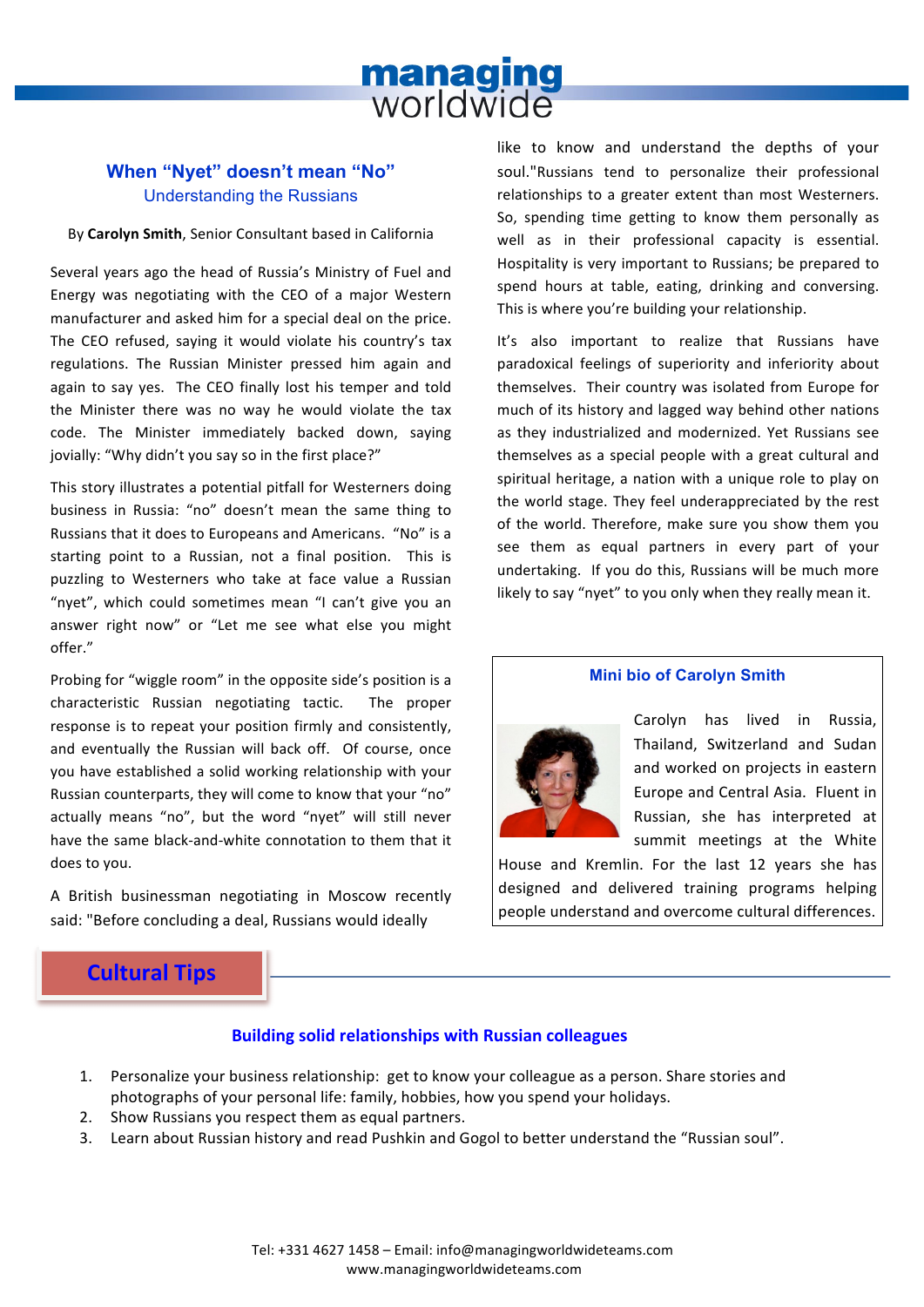## When "Nyet" doesn't mean "No"

### Understanding the Russians

By **Carolyn Smith**, Senior Consultant based in California

Several years ago the head of Russia's Ministry of Fuel and Energy was negotiating with the CEO of a major Western manufacturer and asked him for a special deal on the price. The CEO refused, saying it would violate his country's tax regulations. The Russian Minister pressed him again and again to say yes. The CEO finally lost his temper and told the Minister there was no way he would violate the tax code. The Minister immediately backed down, saying jovially: "Why didn't you say so in the first place?"

This story illustrates a potential pitfall for Westerners doing business in Russia: "no" doesn't mean the same thing to Russians that it does to Europeans and Americans. "No" is a starting point to a Russian, not a final position. This is puzzling to Westerners who take at face value a Russian "nyet", which could sometimes mean "I can't give you an answer right now" or "Let me see what else you might offer."

Probing for "wiggle room" in the opposite side's position is a characteristic Russian negotiating tactic. The proper response is to repeat your position firmly and consistently, and eventually the Russian will back off. Of course, once you have established a solid working relationship with your Russian counterparts, they will come to know that your "no" actually means "no", but the word "nyet" will still never have the same black-and-white connotation to them that it does to you.

A British businessman negotiating in Moscow recently said: "Before concluding a deal, Russians would ideally like to know and understand the depths of your soul."Russians tend to personalize their professional relationships to a greater extent than most Westerners. So, spending time getting to know them personally as well as in their professional capacity is essential. Hospitality is very important to Russians; be prepared to spend hours at table, eating, drinking and conversing. This is where you're building your relationship.

It's also important to realize that Russians have paradoxical feelings of superiority and inferiority about themselves. Their country was isolated from Europe for much of its history and lagged way behind other nations as they industrialized and modernized. Yet Russians see themselves as a special people with a great cultural and spiritual heritage, a nation with a unique role to play on the world stage. They feel underappreciated by the rest of the world. Therefore, make sure you show them you see them as equal partners in every part of your undertaking. If you do this, Russians will be much more likely to say "nyet" to you only when they really mean it.

### Mini bio of Carolyn Smith

Carolyn has lived in Russia, Thailand, Switzerland and Sudan and worked on projects in eastern Europe and Central Asia. Fluent in Russian, she has interpreted at summit meetings at the White House and Kremlin. For the last 12 years she has designed and delivered training programs helping people understand and overcome cultural differences.

## Cultural Tips

### Building solid relationships with Russian colleagues

1. Personalize your business relationship: get to know your colleague as a person. Share stories and photographs of your personal life: family, hobbies, how you spend your holidays.
2. Show Russians you respect them as equal partners.
3. Learn about Russian history and read Pushkin and Gogol to better understand the "Russian soul".

Tel: +331 4627 1458 – Email: info@managingworldwideteams.com
www.managingworldwideteams.com